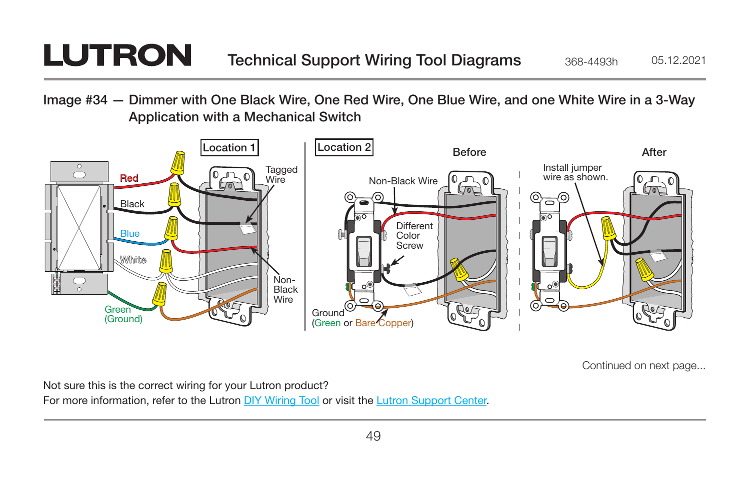# LUTRON

Technical Support Wiring Tool Diagrams 368-4493h 05.12.2021

## Image #34 — Dimmer with One Black Wire, One Red Wire, One Blue Wire, and one White Wire in a 3-Way Application with a Mechanical Switch

Location 1

Red

Black

Blue

White

Green (Ground)

Tagged Wire

Non-Black Wire

Location 2

Before

Non-Black Wire

Different Color Screw

Ground (Green or Bare Copper)

After

Install jumper wire as shown.

Continued on next page...

Not sure this is the correct wiring for your Lutron product?
For more information, refer to the Lutron DIY Wiring Tool or visit the Lutron Support Center.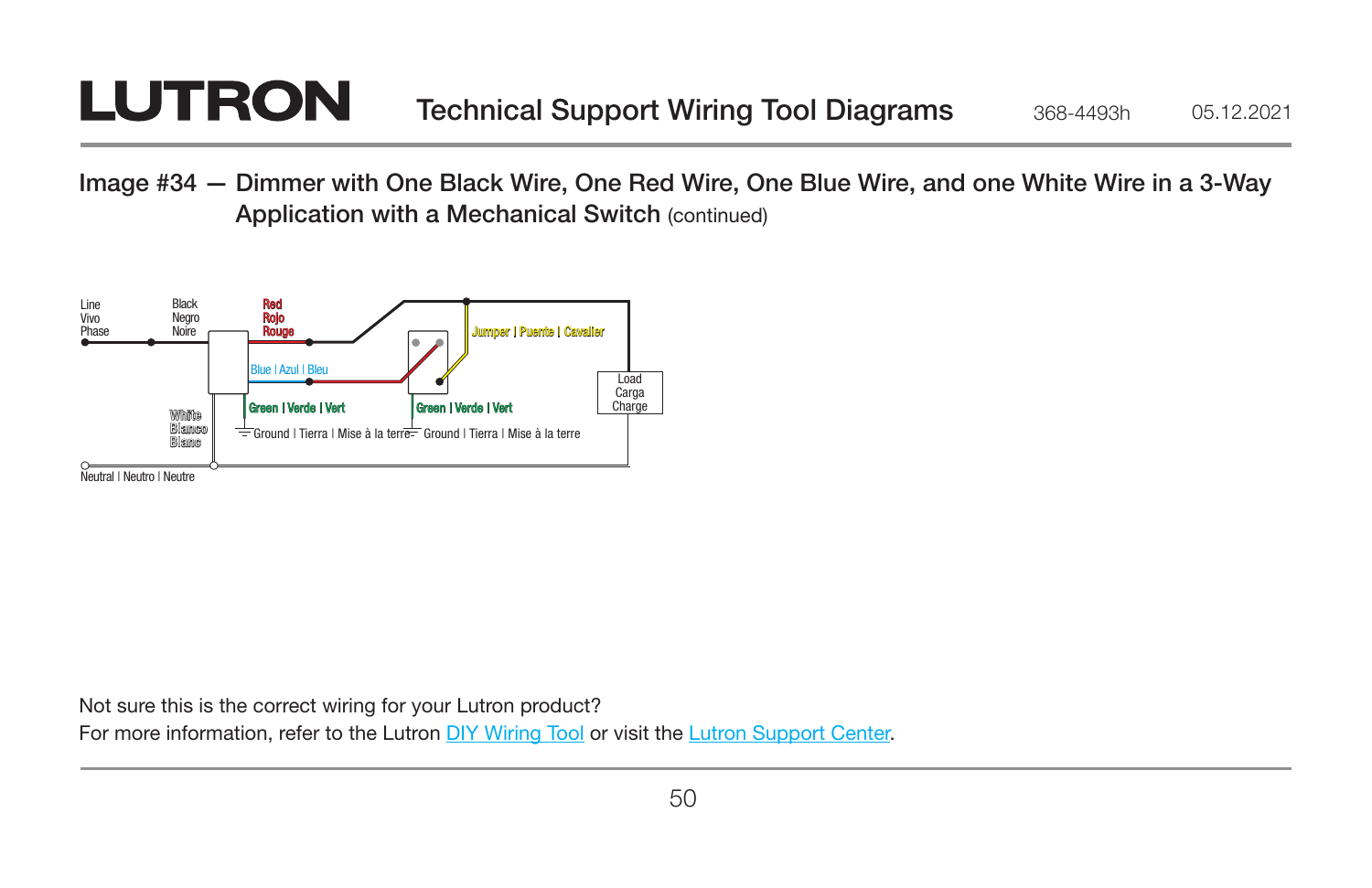## Image #34 — Dimmer with One Black Wire, One Red Wire, One Blue Wire, and one White Wire in a 3-Way Application with a Mechanical Switch (continued)

Line
Vivo
Phase

Black
Negro
Noire

Red
Rojo
Rouge

Jumper | Puente | Cavalier

Blue | Azul | Bleu

Load
Carga
Charge

White
Blanco
Blanc

Green | Verde | Vert

Green | Verde | Vert

Ground | Tierra | Mise à la terre

Ground | Tierra | Mise à la terre

Neutral | Neutro | Neutre

Not sure this is the correct wiring for your Lutron product?
For more information, refer to the Lutron DIY Wiring Tool or visit the Lutron Support Center.